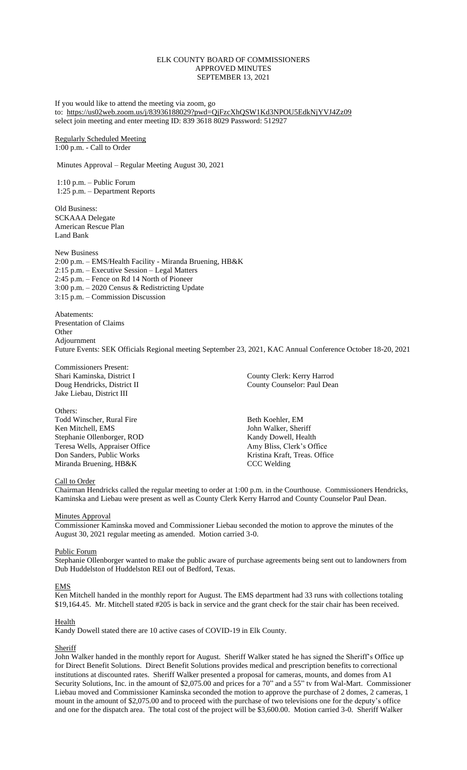ELK COUNTY BOARD OF COMMISSIONERS
APPROVED MINUTES
SEPTEMBER 13, 2021

If you would like to attend the meeting via zoom, go to: https://us02web.zoom.us/j/83936188029?pwd=QjFzcXhQSW1Kd3NPOU5EdkNjYVJ4Zz09 select join meeting and enter meeting ID: 839 3618 8029 Password: 512927

Regularly Scheduled Meeting
1:00 p.m. - Call to Order

Minutes Approval – Regular Meeting August 30, 2021

1:10 p.m. – Public Forum
1:25 p.m. – Department Reports

Old Business:
SCKAAA Delegate
American Rescue Plan
Land Bank

New Business
2:00 p.m. – EMS/Health Facility - Miranda Bruening, HB&K
2:15 p.m. – Executive Session – Legal Matters
2:45 p.m. – Fence on Rd 14 North of Pioneer
3:00 p.m. – 2020 Census & Redistricting Update
3:15 p.m. – Commission Discussion

Abatements:
Presentation of Claims
Other
Adjournment
Future Events: SEK Officials Regional meeting September 23, 2021, KAC Annual Conference October 18-20, 2021

Commissioners Present:
Shari Kaminska, District I
Doug Hendricks, District II
Jake Liebau, District III

County Clerk: Kerry Harrod
County Counselor: Paul Dean

Others:
Todd Winscher, Rural Fire
Ken Mitchell, EMS
Stephanie Ollenborger, ROD
Teresa Wells, Appraiser Office
Don Sanders, Public Works
Miranda Bruening, HB&K

Beth Koehler, EM
John Walker, Sheriff
Kandy Dowell, Health
Amy Bliss, Clerk's Office
Kristina Kraft, Treas. Office
CCC Welding

Call to Order
Chairman Hendricks called the regular meeting to order at 1:00 p.m. in the Courthouse. Commissioners Hendricks, Kaminska and Liebau were present as well as County Clerk Kerry Harrod and County Counselor Paul Dean.

Minutes Approval
Commissioner Kaminska moved and Commissioner Liebau seconded the motion to approve the minutes of the August 30, 2021 regular meeting as amended. Motion carried 3-0.

Public Forum
Stephanie Ollenborger wanted to make the public aware of purchase agreements being sent out to landowners from Dub Huddelston of Huddelston REI out of Bedford, Texas.

EMS
Ken Mitchell handed in the monthly report for August. The EMS department had 33 runs with collections totaling $19,164.45. Mr. Mitchell stated #205 is back in service and the grant check for the stair chair has been received.

Health
Kandy Dowell stated there are 10 active cases of COVID-19 in Elk County.

Sheriff
John Walker handed in the monthly report for August. Sheriff Walker stated he has signed the Sheriff's Office up for Direct Benefit Solutions. Direct Benefit Solutions provides medical and prescription benefits to correctional institutions at discounted rates. Sheriff Walker presented a proposal for cameras, mounts, and domes from A1 Security Solutions, Inc. in the amount of $2,075.00 and prices for a 70" and a 55" tv from Wal-Mart. Commissioner Liebau moved and Commissioner Kaminska seconded the motion to approve the purchase of 2 domes, 2 cameras, 1 mount in the amount of $2,075.00 and to proceed with the purchase of two televisions one for the deputy's office and one for the dispatch area. The total cost of the project will be $3,600.00. Motion carried 3-0. Sheriff Walker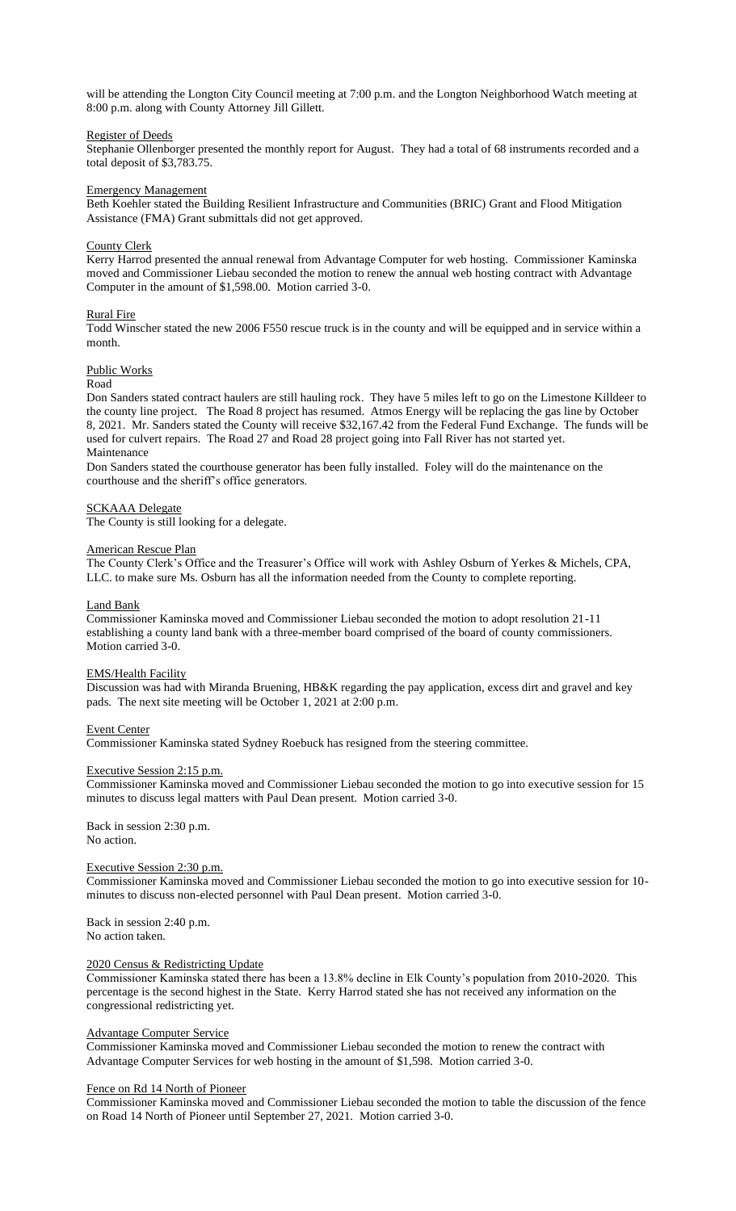will be attending the Longton City Council meeting at 7:00 p.m. and the Longton Neighborhood Watch meeting at 8:00 p.m. along with County Attorney Jill Gillett.

## Register of Deeds

Stephanie Ollenborger presented the monthly report for August. They had a total of 68 instruments recorded and a total deposit of $3,783.75.

## Emergency Management

Beth Koehler stated the Building Resilient Infrastructure and Communities (BRIC) Grant and Flood Mitigation Assistance (FMA) Grant submittals did not get approved.

## County Clerk

Kerry Harrod presented the annual renewal from Advantage Computer for web hosting. Commissioner Kaminska moved and Commissioner Liebau seconded the motion to renew the annual web hosting contract with Advantage Computer in the amount of $1,598.00. Motion carried 3-0.

## Rural Fire

Todd Winscher stated the new 2006 F550 rescue truck is in the county and will be equipped and in service within a month.

## Public Works

### Road

Don Sanders stated contract haulers are still hauling rock. They have 5 miles left to go on the Limestone Killdeer to the county line project. The Road 8 project has resumed. Atmos Energy will be replacing the gas line by October 8, 2021. Mr. Sanders stated the County will receive $32,167.42 from the Federal Fund Exchange. The funds will be used for culvert repairs. The Road 27 and Road 28 project going into Fall River has not started yet.

### Maintenance

Don Sanders stated the courthouse generator has been fully installed. Foley will do the maintenance on the courthouse and the sheriff's office generators.

## SCKAAA Delegate

The County is still looking for a delegate.

## American Rescue Plan

The County Clerk's Office and the Treasurer's Office will work with Ashley Osburn of Yerkes & Michels, CPA, LLC. to make sure Ms. Osburn has all the information needed from the County to complete reporting.

## Land Bank

Commissioner Kaminska moved and Commissioner Liebau seconded the motion to adopt resolution 21-11 establishing a county land bank with a three-member board comprised of the board of county commissioners. Motion carried 3-0.

## EMS/Health Facility

Discussion was had with Miranda Bruening, HB&K regarding the pay application, excess dirt and gravel and key pads. The next site meeting will be October 1, 2021 at 2:00 p.m.

## Event Center

Commissioner Kaminska stated Sydney Roebuck has resigned from the steering committee.

## Executive Session 2:15 p.m.

Commissioner Kaminska moved and Commissioner Liebau seconded the motion to go into executive session for 15 minutes to discuss legal matters with Paul Dean present. Motion carried 3-0.

Back in session 2:30 p.m.
No action.

## Executive Session 2:30 p.m.

Commissioner Kaminska moved and Commissioner Liebau seconded the motion to go into executive session for 10-minutes to discuss non-elected personnel with Paul Dean present. Motion carried 3-0.

Back in session 2:40 p.m.
No action taken.

## 2020 Census & Redistricting Update

Commissioner Kaminska stated there has been a 13.8% decline in Elk County's population from 2010-2020. This percentage is the second highest in the State. Kerry Harrod stated she has not received any information on the congressional redistricting yet.

## Advantage Computer Service

Commissioner Kaminska moved and Commissioner Liebau seconded the motion to renew the contract with Advantage Computer Services for web hosting in the amount of $1,598. Motion carried 3-0.

## Fence on Rd 14 North of Pioneer

Commissioner Kaminska moved and Commissioner Liebau seconded the motion to table the discussion of the fence on Road 14 North of Pioneer until September 27, 2021. Motion carried 3-0.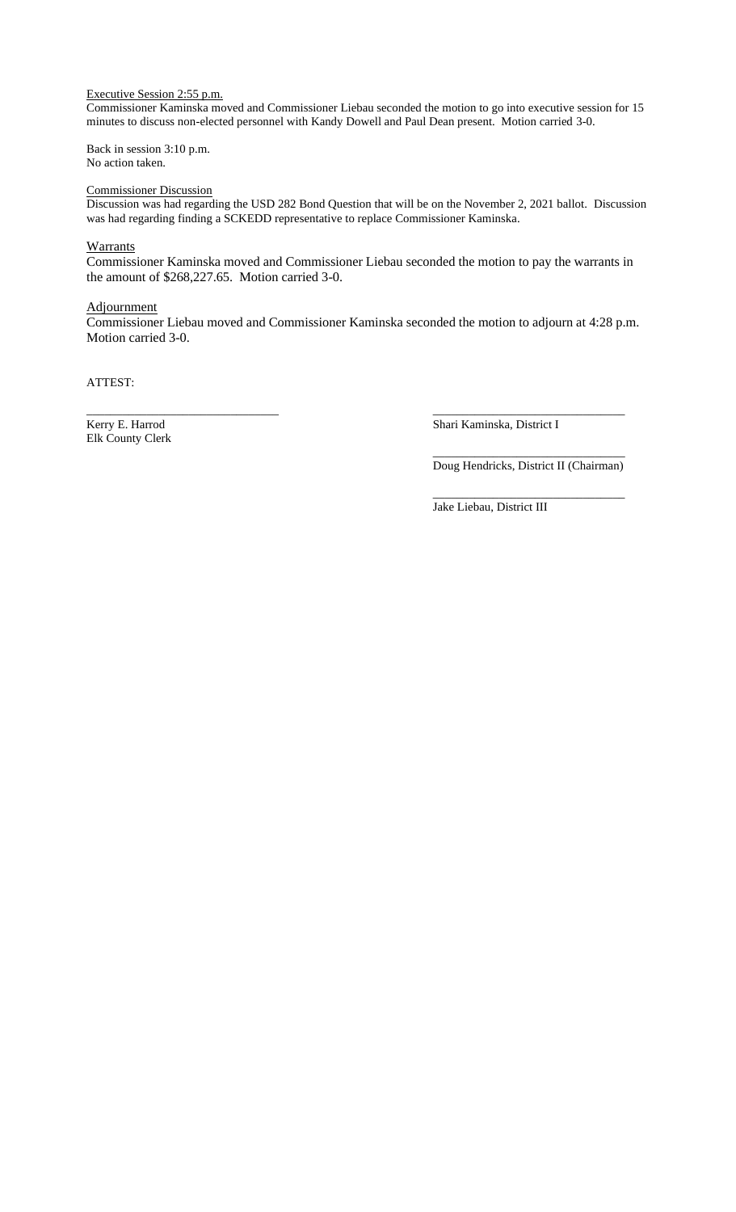Executive Session 2:55 p.m.

Commissioner Kaminska moved and Commissioner Liebau seconded the motion to go into executive session for 15 minutes to discuss non-elected personnel with Kandy Dowell and Paul Dean present. Motion carried 3-0.

Back in session 3:10 p.m.
No action taken.

Commissioner Discussion

Discussion was had regarding the USD 282 Bond Question that will be on the November 2, 2021 ballot. Discussion was had regarding finding a SCKEDD representative to replace Commissioner Kaminska.

Warrants

Commissioner Kaminska moved and Commissioner Liebau seconded the motion to pay the warrants in the amount of $268,227.65. Motion carried 3-0.

Adjournment

Commissioner Liebau moved and Commissioner Kaminska seconded the motion to adjourn at 4:28 p.m. Motion carried 3-0.

ATTEST:

_______________________________
Kerry E. Harrod
Elk County Clerk

_______________________________
Shari Kaminska, District I

_______________________________
Doug Hendricks, District II (Chairman)

_______________________________
Jake Liebau, District III